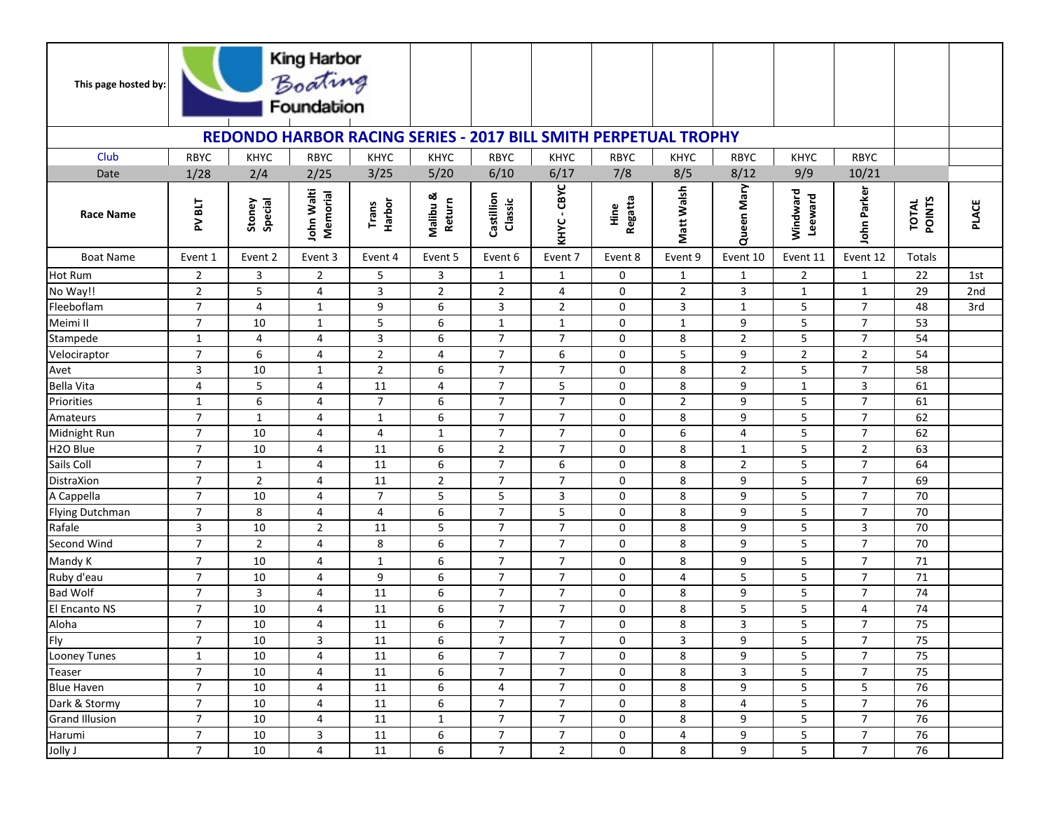This page hosted by: King Harbor Boating Foundation

## REDONDO HARBOR RACING SERIES - 2017 BILL SMITH PERPETUAL TROPHY

| Club | RBYC | KHYC | RBYC | KHYC | KHYC | RBYC | KHYC | RBYC | KHYC | RBYC | KHYC | RBYC | | |
|---|---|---|---|---|---|---|---|---|---|---|---|---|---|---|
| Date | 1/28 | 2/4 | 2/25 | 3/25 | 5/20 | 6/10 | 6/17 | 7/8 | 8/5 | 8/12 | 9/9 | 10/21 | | |
| Race Name | PV BLT | Stoney Special | John Walti Memorial | Trans Harbor | Malibu & Return | Castillion Classic | KHYC - CBYC | Hine Regatta | Matt Walsh | Queen Mary | Windward Leeward | John Parker | TOTAL POINTS | PLACE |
| Boat Name | Event 1 | Event 2 | Event 3 | Event 4 | Event 5 | Event 6 | Event 7 | Event 8 | Event 9 | Event 10 | Event 11 | Event 12 | Totals | |
| Hot Rum | 2 | 3 | 2 | 5 | 3 | 1 | 1 | 0 | 1 | 1 | 2 | 1 | 22 | 1st |
| No Way!! | 2 | 5 | 4 | 3 | 2 | 2 | 4 | 0 | 2 | 3 | 1 | 1 | 29 | 2nd |
| Fleeboflam | 7 | 4 | 1 | 9 | 6 | 3 | 2 | 0 | 3 | 1 | 5 | 7 | 48 | 3rd |
| Meimi II | 7 | 10 | 1 | 5 | 6 | 1 | 1 | 0 | 1 | 9 | 5 | 7 | 53 | |
| Stampede | 1 | 4 | 4 | 3 | 6 | 7 | 7 | 0 | 8 | 2 | 5 | 7 | 54 | |
| Velociraptor | 7 | 6 | 4 | 2 | 4 | 7 | 6 | 0 | 5 | 9 | 2 | 2 | 54 | |
| Avet | 3 | 10 | 1 | 2 | 6 | 7 | 7 | 0 | 8 | 2 | 5 | 7 | 58 | |
| Bella Vita | 4 | 5 | 4 | 11 | 4 | 7 | 5 | 0 | 8 | 9 | 1 | 3 | 61 | |
| Priorities | 1 | 6 | 4 | 7 | 6 | 7 | 7 | 0 | 2 | 9 | 5 | 7 | 61 | |
| Amateurs | 7 | 1 | 4 | 1 | 6 | 7 | 7 | 0 | 8 | 9 | 5 | 7 | 62 | |
| Midnight Run | 7 | 10 | 4 | 4 | 1 | 7 | 7 | 0 | 6 | 4 | 5 | 7 | 62 | |
| H2O Blue | 7 | 10 | 4 | 11 | 6 | 2 | 7 | 0 | 8 | 1 | 5 | 2 | 63 | |
| Sails Coll | 7 | 1 | 4 | 11 | 6 | 7 | 6 | 0 | 8 | 2 | 5 | 7 | 64 | |
| DistraXion | 7 | 2 | 4 | 11 | 2 | 7 | 7 | 0 | 8 | 9 | 5 | 7 | 69 | |
| A Cappella | 7 | 10 | 4 | 7 | 5 | 5 | 3 | 0 | 8 | 9 | 5 | 7 | 70 | |
| Flying Dutchman | 7 | 8 | 4 | 4 | 6 | 7 | 5 | 0 | 8 | 9 | 5 | 7 | 70 | |
| Rafale | 3 | 10 | 2 | 11 | 5 | 7 | 7 | 0 | 8 | 9 | 5 | 3 | 70 | |
| Second Wind | 7 | 2 | 4 | 8 | 6 | 7 | 7 | 0 | 8 | 9 | 5 | 7 | 70 | |
| Mandy K | 7 | 10 | 4 | 1 | 6 | 7 | 7 | 0 | 8 | 9 | 5 | 7 | 71 | |
| Ruby d'eau | 7 | 10 | 4 | 9 | 6 | 7 | 7 | 0 | 4 | 5 | 5 | 7 | 71 | |
| Bad Wolf | 7 | 3 | 4 | 11 | 6 | 7 | 7 | 0 | 8 | 9 | 5 | 7 | 74 | |
| El Encanto NS | 7 | 10 | 4 | 11 | 6 | 7 | 7 | 0 | 8 | 5 | 5 | 4 | 74 | |
| Aloha | 7 | 10 | 4 | 11 | 6 | 7 | 7 | 0 | 8 | 3 | 5 | 7 | 75 | |
| Fly | 7 | 10 | 3 | 11 | 6 | 7 | 7 | 0 | 3 | 9 | 5 | 7 | 75 | |
| Looney Tunes | 1 | 10 | 4 | 11 | 6 | 7 | 7 | 0 | 8 | 9 | 5 | 7 | 75 | |
| Teaser | 7 | 10 | 4 | 11 | 6 | 7 | 7 | 0 | 8 | 3 | 5 | 7 | 75 | |
| Blue Haven | 7 | 10 | 4 | 11 | 6 | 4 | 7 | 0 | 8 | 9 | 5 | 5 | 76 | |
| Dark & Stormy | 7 | 10 | 4 | 11 | 6 | 7 | 7 | 0 | 8 | 4 | 5 | 7 | 76 | |
| Grand Illusion | 7 | 10 | 4 | 11 | 1 | 7 | 7 | 0 | 8 | 9 | 5 | 7 | 76 | |
| Harumi | 7 | 10 | 3 | 11 | 6 | 7 | 7 | 0 | 4 | 9 | 5 | 7 | 76 | |
| Jolly J | 7 | 10 | 4 | 11 | 6 | 7 | 2 | 0 | 8 | 9 | 5 | 7 | 76 | |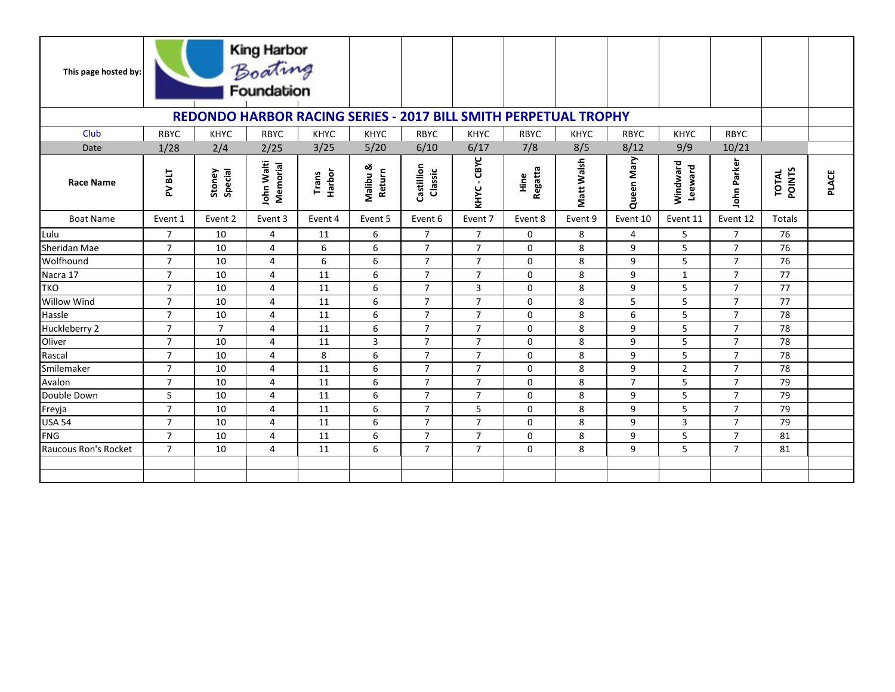This page hosted by: King Harbor Boating Foundation

## REDONDO HARBOR RACING SERIES - 2017 BILL SMITH PERPETUAL TROPHY

| Club | RBYC | KHYC | RBYC | KHYC | KHYC | RBYC | KHYC | RBYC | KHYC | RBYC | KHYC | RBYC | | |
|---|---|---|---|---|---|---|---|---|---|---|---|---|---|---|
| Date | 1/28 | 2/4 | 2/25 | 3/25 | 5/20 | 6/10 | 6/17 | 7/8 | 8/5 | 8/12 | 9/9 | 10/21 | | |
| **Race Name** | **PV BLT** | **Stoney Special** | **John Walti Memorial** | **Trans Harbor** | **Malibu & Return** | **Castillion Classic** | **KHYC - CBYC** | **Hine Regatta** | **Matt Walsh** | **Queen Mary** | **Windward Leeward** | **John Parker** | **TOTAL POINTS** | **PLACE** |
| Boat Name | Event 1 | Event 2 | Event 3 | Event 4 | Event 5 | Event 6 | Event 7 | Event 8 | Event 9 | Event 10 | Event 11 | Event 12 | Totals | |
| Lulu | 7 | 10 | 4 | 11 | 6 | 7 | 7 | 0 | 8 | 4 | 5 | 7 | 76 | |
| Sheridan Mae | 7 | 10 | 4 | 6 | 6 | 7 | 7 | 0 | 8 | 9 | 5 | 7 | 76 | |
| Wolfhound | 7 | 10 | 4 | 6 | 6 | 7 | 7 | 0 | 8 | 9 | 5 | 7 | 76 | |
| Nacra 17 | 7 | 10 | 4 | 11 | 6 | 7 | 7 | 0 | 8 | 9 | 1 | 7 | 77 | |
| TKO | 7 | 10 | 4 | 11 | 6 | 7 | 3 | 0 | 8 | 9 | 5 | 7 | 77 | |
| Willow Wind | 7 | 10 | 4 | 11 | 6 | 7 | 7 | 0 | 8 | 5 | 5 | 7 | 77 | |
| Hassle | 7 | 10 | 4 | 11 | 6 | 7 | 7 | 0 | 8 | 6 | 5 | 7 | 78 | |
| Huckleberry 2 | 7 | 7 | 4 | 11 | 6 | 7 | 7 | 0 | 8 | 9 | 5 | 7 | 78 | |
| Oliver | 7 | 10 | 4 | 11 | 3 | 7 | 7 | 0 | 8 | 9 | 5 | 7 | 78 | |
| Rascal | 7 | 10 | 4 | 8 | 6 | 7 | 7 | 0 | 8 | 9 | 5 | 7 | 78 | |
| Smilemaker | 7 | 10 | 4 | 11 | 6 | 7 | 7 | 0 | 8 | 9 | 2 | 7 | 78 | |
| Avalon | 7 | 10 | 4 | 11 | 6 | 7 | 7 | 0 | 8 | 7 | 5 | 7 | 79 | |
| Double Down | 5 | 10 | 4 | 11 | 6 | 7 | 7 | 0 | 8 | 9 | 5 | 7 | 79 | |
| Freyja | 7 | 10 | 4 | 11 | 6 | 7 | 5 | 0 | 8 | 9 | 5 | 7 | 79 | |
| USA 54 | 7 | 10 | 4 | 11 | 6 | 7 | 7 | 0 | 8 | 9 | 3 | 7 | 79 | |
| FNG | 7 | 10 | 4 | 11 | 6 | 7 | 7 | 0 | 8 | 9 | 5 | 7 | 81 | |
| Raucous Ron's Rocket | 7 | 10 | 4 | 11 | 6 | 7 | 7 | 0 | 8 | 9 | 5 | 7 | 81 | |